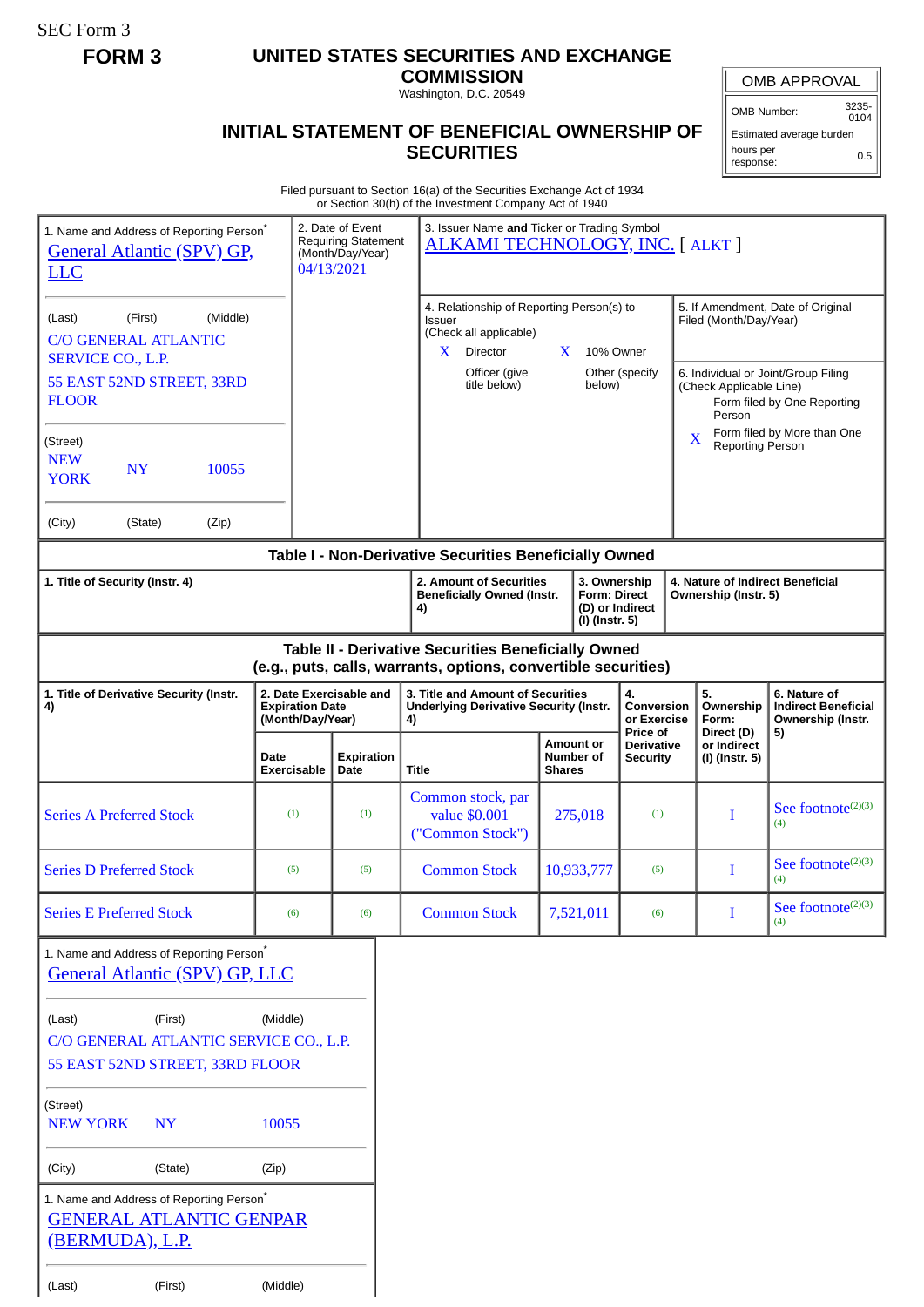SEC Form 3

**FORM 3**

# UNITED STATES SECURITIES AND EXCHANGE COMMISSION

Washington, D.C. 20549

## INITIAL STATEMENT OF BENEFICIAL OWNERSHIP OF SECURITIES

| OMB APPROVAL | |
|---|---|
| OMB Number: | 3235-0104 |
| Estimated average burden | |
| hours per response: | 0.5 |

Filed pursuant to Section 16(a) of the Securities Exchange Act of 1934
or Section 30(h) of the Investment Company Act of 1940

1. Name and Address of Reporting Person*
General Atlantic (SPV) GP, LLC

(Last) (First) (Middle)
C/O GENERAL ATLANTIC SERVICE CO., L.P.
55 EAST 52ND STREET, 33RD FLOOR

(Street)
NEW YORK NY 10055

(City) (State) (Zip)

2. Date of Event Requiring Statement (Month/Day/Year)
04/13/2021

3. Issuer Name and Ticker or Trading Symbol
ALKAMI TECHNOLOGY, INC. [ ALKT ]

4. Relationship of Reporting Person(s) to Issuer (Check all applicable)
X Director
X 10% Owner
Officer (give title below)
Other (specify below)

5. If Amendment, Date of Original Filed (Month/Day/Year)

6. Individual or Joint/Group Filing (Check Applicable Line)
Form filed by One Reporting Person
X Form filed by More than One Reporting Person

### Table I - Non-Derivative Securities Beneficially Owned

| 1. Title of Security (Instr. 4) | 2. Amount of Securities Beneficially Owned (Instr. 4) | 3. Ownership Form: Direct (D) or Indirect (I) (Instr. 5) | 4. Nature of Indirect Beneficial Ownership (Instr. 5) |
|---|---|---|---|

### Table II - Derivative Securities Beneficially Owned (e.g., puts, calls, warrants, options, convertible securities)

| 1. Title of Derivative Security (Instr. 4) | 2. Date Exercisable and Expiration Date (Month/Day/Year) | | 3. Title and Amount of Securities Underlying Derivative Security (Instr. 4) | | 4. Conversion or Exercise Price of Derivative Security | 5. Ownership Form: Direct (D) or Indirect (I) (Instr. 5) | 6. Nature of Indirect Beneficial Ownership (Instr. 5) |
|---|---|---|---|---|---|---|---|
| | Date Exercisable | Expiration Date | Title | Amount or Number of Shares | | | |
| Series A Preferred Stock | (1) | (1) | Common stock, par value $0.001 ("Common Stock") | 275,018 | (1) | I | See footnote(2)(3)(4) |
| Series D Preferred Stock | (5) | (5) | Common Stock | 10,933,777 | (5) | I | See footnote(2)(3)(4) |
| Series E Preferred Stock | (6) | (6) | Common Stock | 7,521,011 | (6) | I | See footnote(2)(3)(4) |

1. Name and Address of Reporting Person*
General Atlantic (SPV) GP, LLC

(Last) (First) (Middle)
C/O GENERAL ATLANTIC SERVICE CO., L.P.
55 EAST 52ND STREET, 33RD FLOOR

(Street)
NEW YORK NY 10055

(City) (State) (Zip)

1. Name and Address of Reporting Person*
GENERAL ATLANTIC GENPAR (BERMUDA), L.P.

(Last) (First) (Middle)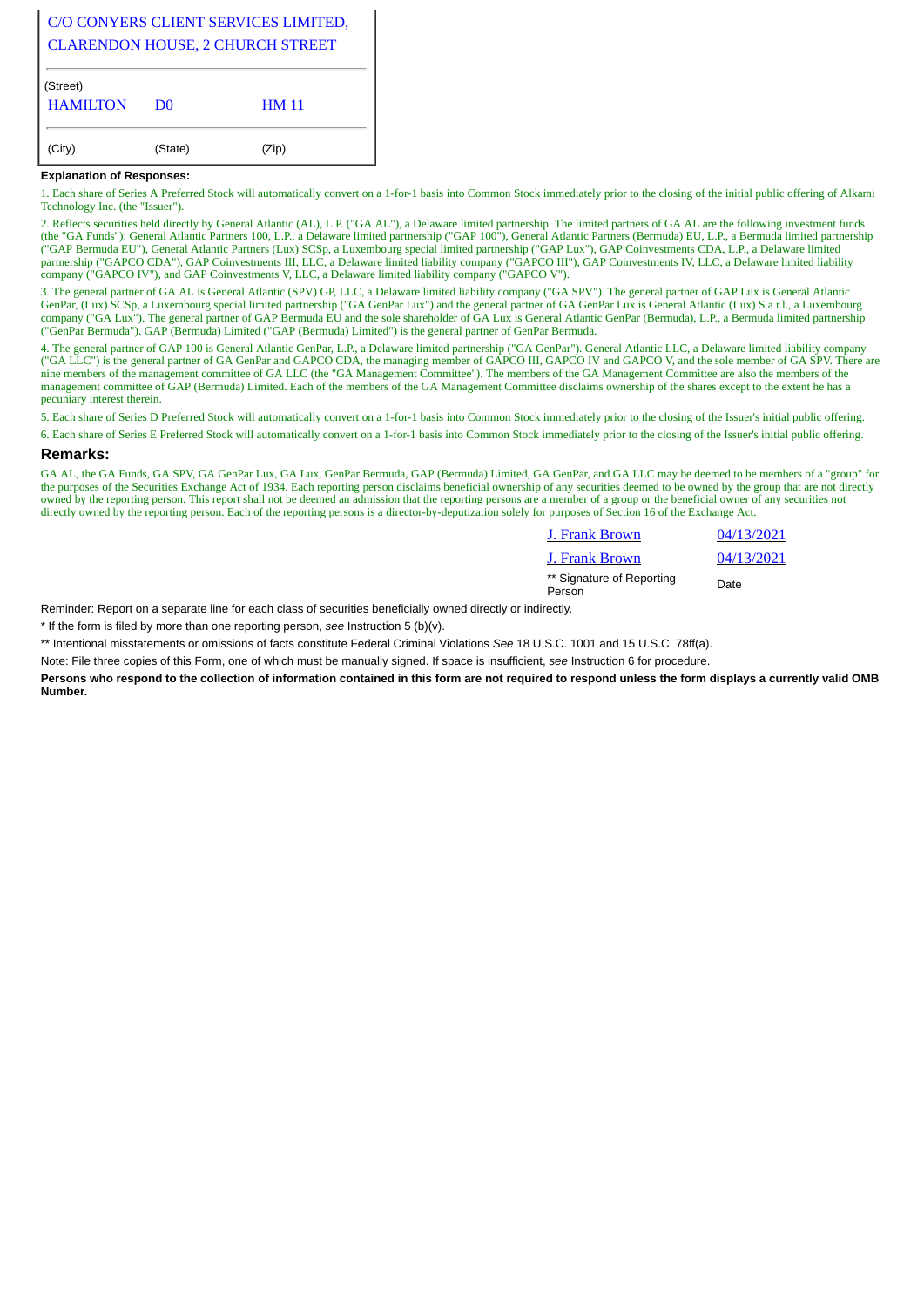| | | |
|---|---|---|
| C/O CONYERS CLIENT SERVICES LIMITED, CLARENDON HOUSE, 2 CHURCH STREET | | |
| (Street) | | |
| HAMILTON | D0 | HM 11 |
| (City) | (State) | (Zip) |

**Explanation of Responses:**

1. Each share of Series A Preferred Stock will automatically convert on a 1-for-1 basis into Common Stock immediately prior to the closing of the initial public offering of Alkami Technology Inc. (the "Issuer").

2. Reflects securities held directly by General Atlantic (AL), L.P. ("GA AL"), a Delaware limited partnership. The limited partners of GA AL are the following investment funds (the "GA Funds"): General Atlantic Partners 100, L.P., a Delaware limited partnership ("GAP 100"), General Atlantic Partners (Bermuda) EU, L.P., a Bermuda limited partnership ("GAP Bermuda EU"), General Atlantic Partners (Lux) SCSp, a Luxembourg special limited partnership ("GAP Lux"), GAP Coinvestments CDA, L.P., a Delaware limited partnership ("GAPCO CDA"), GAP Coinvestments III, LLC, a Delaware limited liability company ("GAPCO III"), GAP Coinvestments IV, LLC, a Delaware limited liability company ("GAPCO IV"), and GAP Coinvestments V, LLC, a Delaware limited liability company ("GAPCO V").

3. The general partner of GA AL is General Atlantic (SPV) GP, LLC, a Delaware limited liability company ("GA SPV"). The general partner of GAP Lux is General Atlantic GenPar, (Lux) SCSp, a Luxembourg special limited partnership ("GA GenPar Lux") and the general partner of GA GenPar Lux is General Atlantic (Lux) S.a r.l., a Luxembourg company ("GA Lux"). The general partner of GAP Bermuda EU and the sole shareholder of GA Lux is General Atlantic GenPar (Bermuda), L.P., a Bermuda limited partnership ("GenPar Bermuda"). GAP (Bermuda) Limited ("GAP (Bermuda) Limited") is the general partner of GenPar Bermuda.

4. The general partner of GAP 100 is General Atlantic GenPar, L.P., a Delaware limited partnership ("GA GenPar"). General Atlantic LLC, a Delaware limited liability company ("GA LLC") is the general partner of GA GenPar and GAPCO CDA, the managing member of GAPCO III, GAPCO IV and GAPCO V, and the sole member of GA SPV. There are nine members of the management committee of GA LLC (the "GA Management Committee"). The members of the GA Management Committee are also the members of the management committee of GAP (Bermuda) Limited. Each of the members of the GA Management Committee disclaims ownership of the shares except to the extent he has a pecuniary interest therein.

5. Each share of Series D Preferred Stock will automatically convert on a 1-for-1 basis into Common Stock immediately prior to the closing of the Issuer's initial public offering.

6. Each share of Series E Preferred Stock will automatically convert on a 1-for-1 basis into Common Stock immediately prior to the closing of the Issuer's initial public offering.

## Remarks:

GA AL, the GA Funds, GA SPV, GA GenPar Lux, GA Lux, GenPar Bermuda, GAP (Bermuda) Limited, GA GenPar, and GA LLC may be deemed to be members of a "group" for the purposes of the Securities Exchange Act of 1934. Each reporting person disclaims beneficial ownership of any securities deemed to be owned by the group that are not directly owned by the reporting person. This report shall not be deemed an admission that the reporting persons are a member of a group or the beneficial owner of any securities not directly owned by the reporting person. Each of the reporting persons is a director-by-deputization solely for purposes of Section 16 of the Exchange Act.

| | |
|---|---|
| J. Frank Brown | 04/13/2021 |
| J. Frank Brown | 04/13/2021 |
| ** Signature of Reporting Person | Date |

Reminder: Report on a separate line for each class of securities beneficially owned directly or indirectly.

* If the form is filed by more than one reporting person, *see* Instruction 5 (b)(v).

** Intentional misstatements or omissions of facts constitute Federal Criminal Violations *See* 18 U.S.C. 1001 and 15 U.S.C. 78ff(a).

Note: File three copies of this Form, one of which must be manually signed. If space is insufficient, *see* Instruction 6 for procedure.

**Persons who respond to the collection of information contained in this form are not required to respond unless the form displays a currently valid OMB Number.**